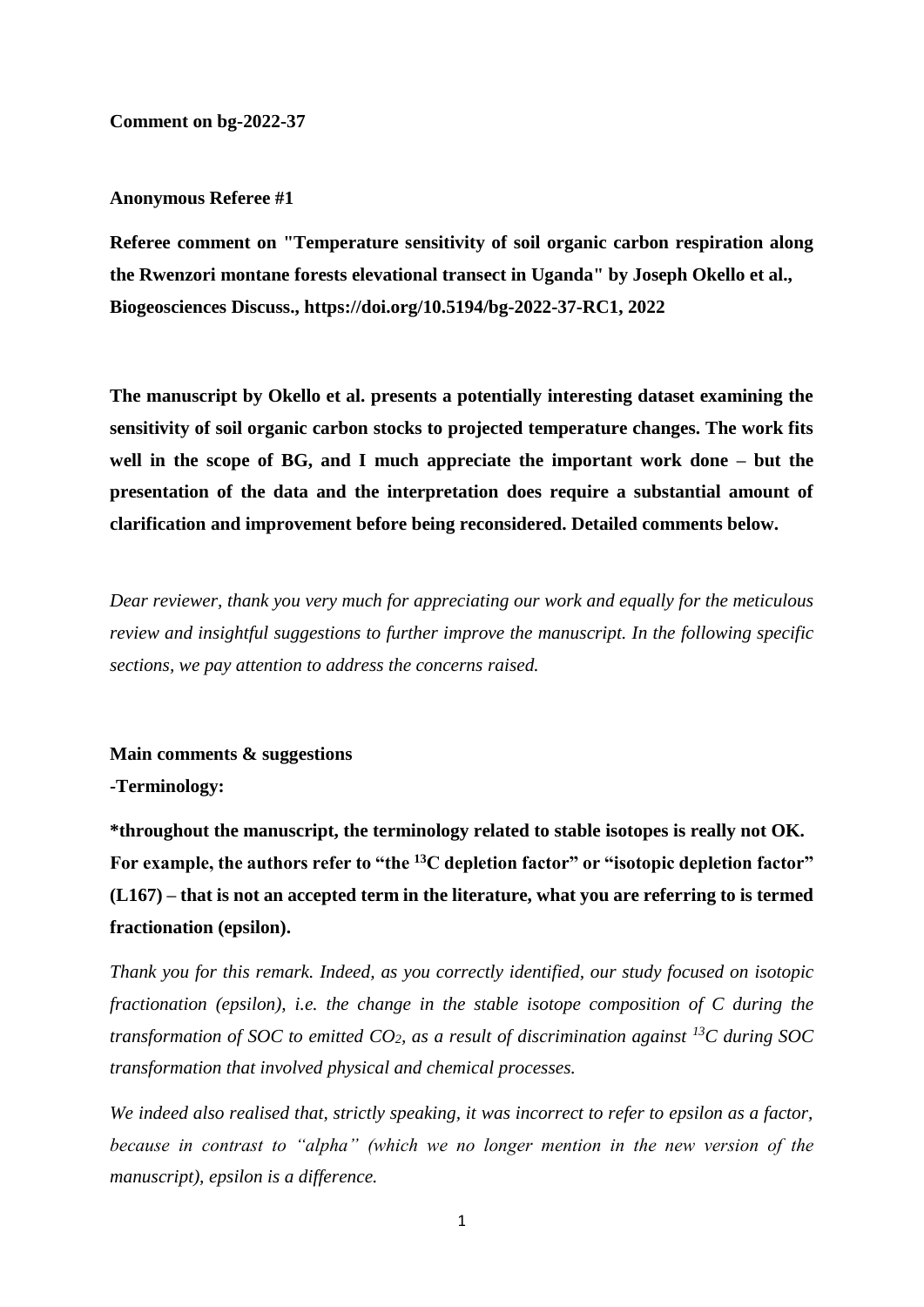**Comment on bg-2022-37**

**Anonymous Referee #1**

**Referee comment on "Temperature sensitivity of soil organic carbon respiration along the Rwenzori montane forests elevational transect in Uganda" by Joseph Okello et al., Biogeosciences Discuss., https://doi.org/10.5194/bg-2022-37-RC1, 2022**

**The manuscript by Okello et al. presents a potentially interesting dataset examining the sensitivity of soil organic carbon stocks to projected temperature changes. The work fits well in the scope of BG, and I much appreciate the important work done – but the presentation of the data and the interpretation does require a substantial amount of clarification and improvement before being reconsidered. Detailed comments below.**

*Dear reviewer, thank you very much for appreciating our work and equally for the meticulous review and insightful suggestions to further improve the manuscript. In the following specific sections, we pay attention to address the concerns raised.*

**Main comments & suggestions**

**-Terminology:**

**\*throughout the manuscript, the terminology related to stable isotopes is really not OK. For example, the authors refer to "the $^{13}C$ depletion factor" or "isotopic depletion factor" (L167) – that is not an accepted term in the literature, what you are referring to is termed fractionation (epsilon).**

*Thank you for this remark. Indeed, as you correctly identified, our study focused on isotopic fractionation (epsilon), i.e. the change in the stable isotope composition of C during the transformation of SOC to emitted $CO_2$, as a result of discrimination against $^{13}C$ during SOC transformation that involved physical and chemical processes.*

*We indeed also realised that, strictly speaking, it was incorrect to refer to epsilon as a factor, because in contrast to "alpha" (which we no longer mention in the new version of the manuscript), epsilon is a difference.*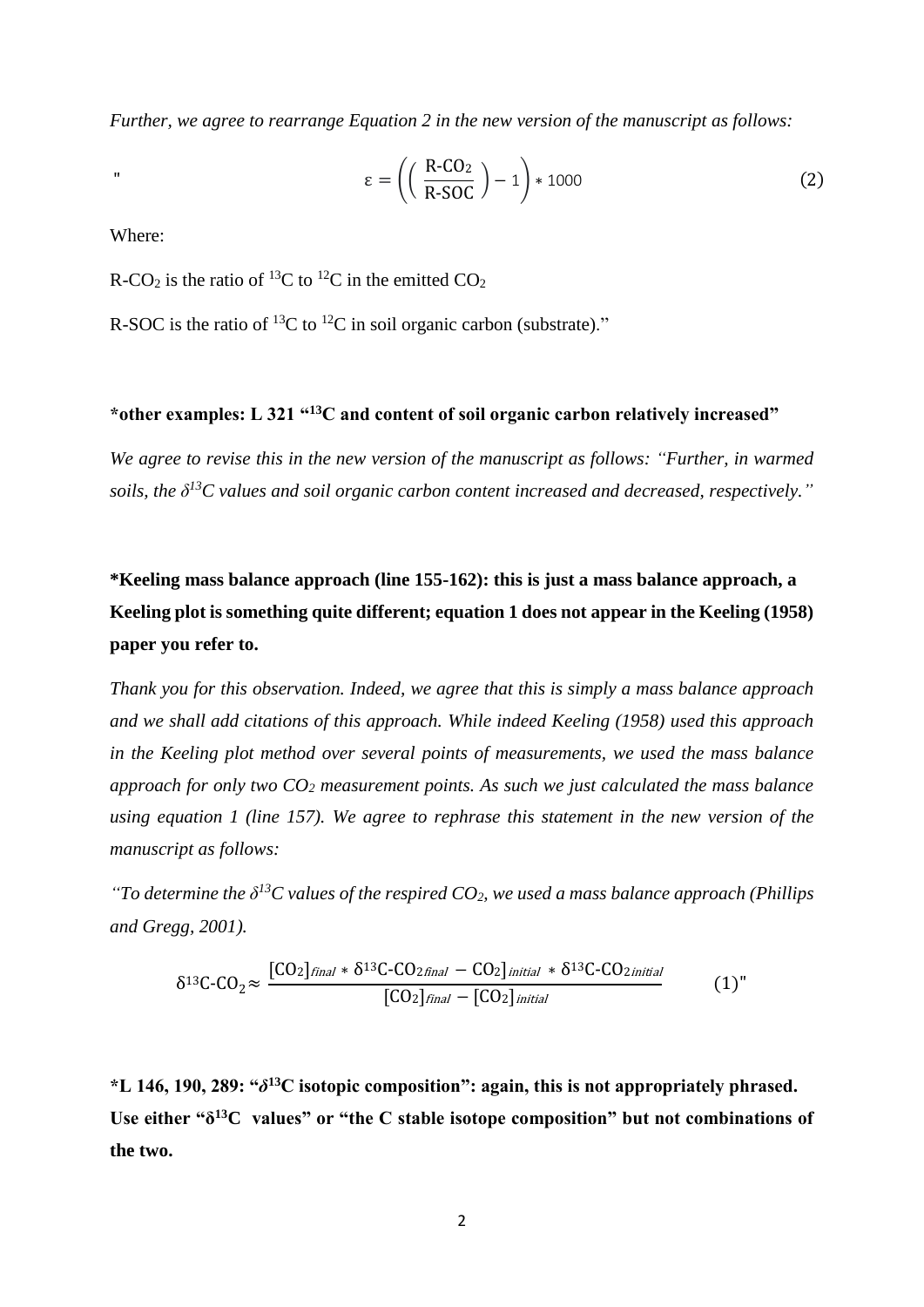*Further, we agree to rearrange Equation 2 in the new version of the manuscript as follows:*

"

$$\varepsilon = \left( \left( \frac{\text{R-CO}_2}{\text{R-SOC}} \right) - 1 \right) * 1000 \qquad (2)$$

Where:

R-$CO_2$ is the ratio of $^{13}C$ to $^{12}C$ in the emitted $CO_2$

R-SOC is the ratio of $^{13}C$ to $^{12}C$ in soil organic carbon (substrate)."

**\*other examples: L 321 "$^{13}C$ and content of soil organic carbon relatively increased"**

*We agree to revise this in the new version of the manuscript as follows: "Further, in warmed soils, the $\delta^{13}C$ values and soil organic carbon content increased and decreased, respectively."*

**\*Keeling mass balance approach (line 155-162): this is just a mass balance approach, a Keeling plot is something quite different; equation 1 does not appear in the Keeling (1958) paper you refer to.**

*Thank you for this observation. Indeed, we agree that this is simply a mass balance approach and we shall add citations of this approach. While indeed Keeling (1958) used this approach in the Keeling plot method over several points of measurements, we used the mass balance approach for only two $CO_2$ measurement points. As such we just calculated the mass balance using equation 1 (line 157). We agree to rephrase this statement in the new version of the manuscript as follows:*

*"To determine the $\delta^{13}C$ values of the respired $CO_2$, we used a mass balance approach (Phillips and Gregg, 2001).*

$$\delta^{13}\text{C-CO}_2 \approx \frac{[\text{CO}_2]_{final} * \delta^{13}\text{C-CO}_{2final} - \text{CO}_2]_{initial} * \delta^{13}\text{C-CO}_{2initial}}{[\text{CO}_2]_{final} - [\text{CO}_2]_{initial}} \qquad (1)"$$

**\*L 146, 190, 289: "$\delta^{13}C$ isotopic composition": again, this is not appropriately phrased. Use either "$\delta^{13}C$ values" or "the C stable isotope composition" but not combinations of the two.**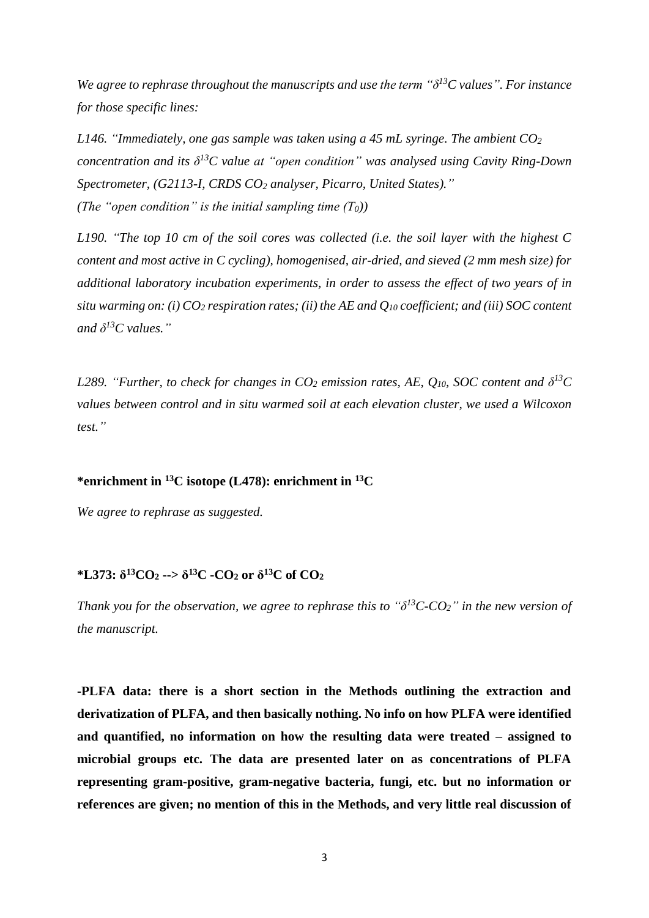*We agree to rephrase throughout the manuscripts and use the term "$\delta^{13}C$ values". For instance for those specific lines:*

*L146. "Immediately, one gas sample was taken using a 45 mL syringe. The ambient $CO_2$ concentration and its $\delta^{13}C$ value at "open condition" was analysed using Cavity Ring-Down Spectrometer, (G2113-I, CRDS $CO_2$ analyser, Picarro, United States)."*
*(The "open condition" is the initial sampling time ($T_0$))*

*L190. "The top 10 cm of the soil cores was collected (i.e. the soil layer with the highest C content and most active in C cycling), homogenised, air-dried, and sieved (2 mm mesh size) for additional laboratory incubation experiments, in order to assess the effect of two years of in situ warming on: (i) $CO_2$ respiration rates; (ii) the AE and $Q_{10}$ coefficient; and (iii) SOC content and $\delta^{13}C$ values."*

*L289. "Further, to check for changes in $CO_2$ emission rates, AE, $Q_{10}$, SOC content and $\delta^{13}C$ values between control and in situ warmed soil at each elevation cluster, we used a Wilcoxon test."*

**\*enrichment in $^{13}C$ isotope (L478): enrichment in $^{13}C$**

*We agree to rephrase as suggested.*

**\*L373: $\delta^{13}CO_2$ --> $\delta^{13}C$ -$CO_2$ or $\delta^{13}C$ of $CO_2$**

*Thank you for the observation, we agree to rephrase this to "$\delta^{13}C$-$CO_2$" in the new version of the manuscript.*

**-PLFA data: there is a short section in the Methods outlining the extraction and derivatization of PLFA, and then basically nothing. No info on how PLFA were identified and quantified, no information on how the resulting data were treated – assigned to microbial groups etc. The data are presented later on as concentrations of PLFA representing gram-positive, gram-negative bacteria, fungi, etc. but no information or references are given; no mention of this in the Methods, and very little real discussion of**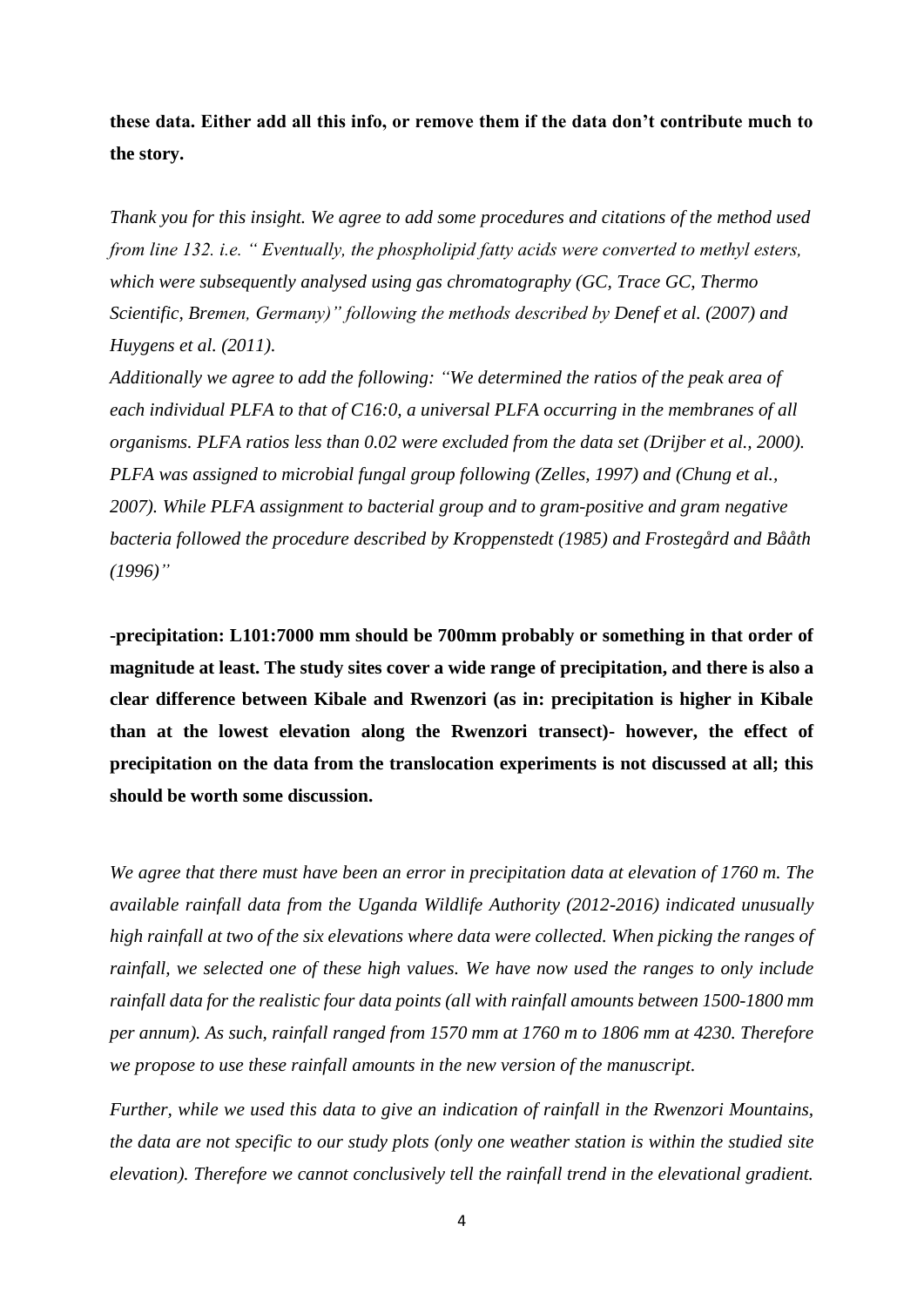**these data. Either add all this info, or remove them if the data don't contribute much to the story.**

*Thank you for this insight. We agree to add some procedures and citations of the method used from line 132. i.e. " Eventually, the phospholipid fatty acids were converted to methyl esters, which were subsequently analysed using gas chromatography (GC, Trace GC, Thermo Scientific, Bremen, Germany)" following the methods described by Denef et al. (2007) and Huygens et al. (2011).*

*Additionally we agree to add the following: "We determined the ratios of the peak area of each individual PLFA to that of C16:0, a universal PLFA occurring in the membranes of all organisms. PLFA ratios less than 0.02 were excluded from the data set (Drijber et al., 2000). PLFA was assigned to microbial fungal group following (Zelles, 1997) and (Chung et al., 2007). While PLFA assignment to bacterial group and to gram-positive and gram negative bacteria followed the procedure described by Kroppenstedt (1985) and Frostegård and Bååth (1996)"*

**-precipitation: L101:7000 mm should be 700mm probably or something in that order of magnitude at least. The study sites cover a wide range of precipitation, and there is also a clear difference between Kibale and Rwenzori (as in: precipitation is higher in Kibale than at the lowest elevation along the Rwenzori transect)- however, the effect of precipitation on the data from the translocation experiments is not discussed at all; this should be worth some discussion.**

*We agree that there must have been an error in precipitation data at elevation of 1760 m. The available rainfall data from the Uganda Wildlife Authority (2012-2016) indicated unusually high rainfall at two of the six elevations where data were collected. When picking the ranges of rainfall, we selected one of these high values. We have now used the ranges to only include rainfall data for the realistic four data points (all with rainfall amounts between 1500-1800 mm per annum). As such, rainfall ranged from 1570 mm at 1760 m to 1806 mm at 4230. Therefore we propose to use these rainfall amounts in the new version of the manuscript.*

*Further, while we used this data to give an indication of rainfall in the Rwenzori Mountains, the data are not specific to our study plots (only one weather station is within the studied site elevation). Therefore we cannot conclusively tell the rainfall trend in the elevational gradient.*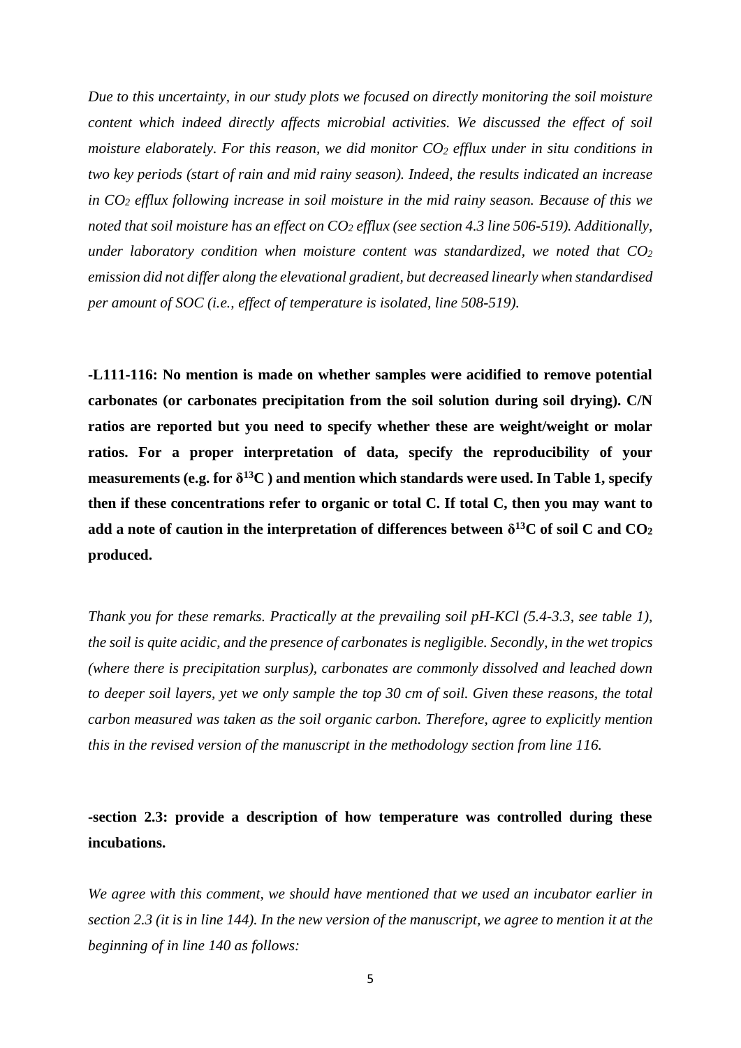*Due to this uncertainty, in our study plots we focused on directly monitoring the soil moisture content which indeed directly affects microbial activities. We discussed the effect of soil moisture elaborately. For this reason, we did monitor $CO_2$ efflux under in situ conditions in two key periods (start of rain and mid rainy season). Indeed, the results indicated an increase in $CO_2$ efflux following increase in soil moisture in the mid rainy season. Because of this we noted that soil moisture has an effect on $CO_2$ efflux (see section 4.3 line 506-519). Additionally, under laboratory condition when moisture content was standardized, we noted that $CO_2$ emission did not differ along the elevational gradient, but decreased linearly when standardised per amount of SOC (i.e., effect of temperature is isolated, line 508-519).*

**-L111-116: No mention is made on whether samples were acidified to remove potential carbonates (or carbonates precipitation from the soil solution during soil drying). C/N ratios are reported but you need to specify whether these are weight/weight or molar ratios. For a proper interpretation of data, specify the reproducibility of your measurements (e.g. for $\delta^{13}C$ ) and mention which standards were used. In Table 1, specify then if these concentrations refer to organic or total C. If total C, then you may want to add a note of caution in the interpretation of differences between $\delta^{13}C$ of soil C and $CO_2$ produced.**

*Thank you for these remarks. Practically at the prevailing soil pH-KCl (5.4-3.3, see table 1), the soil is quite acidic, and the presence of carbonates is negligible. Secondly, in the wet tropics (where there is precipitation surplus), carbonates are commonly dissolved and leached down to deeper soil layers, yet we only sample the top 30 cm of soil. Given these reasons, the total carbon measured was taken as the soil organic carbon. Therefore, agree to explicitly mention this in the revised version of the manuscript in the methodology section from line 116.*

**-section 2.3: provide a description of how temperature was controlled during these incubations.**

*We agree with this comment, we should have mentioned that we used an incubator earlier in section 2.3 (it is in line 144). In the new version of the manuscript, we agree to mention it at the beginning of in line 140 as follows:*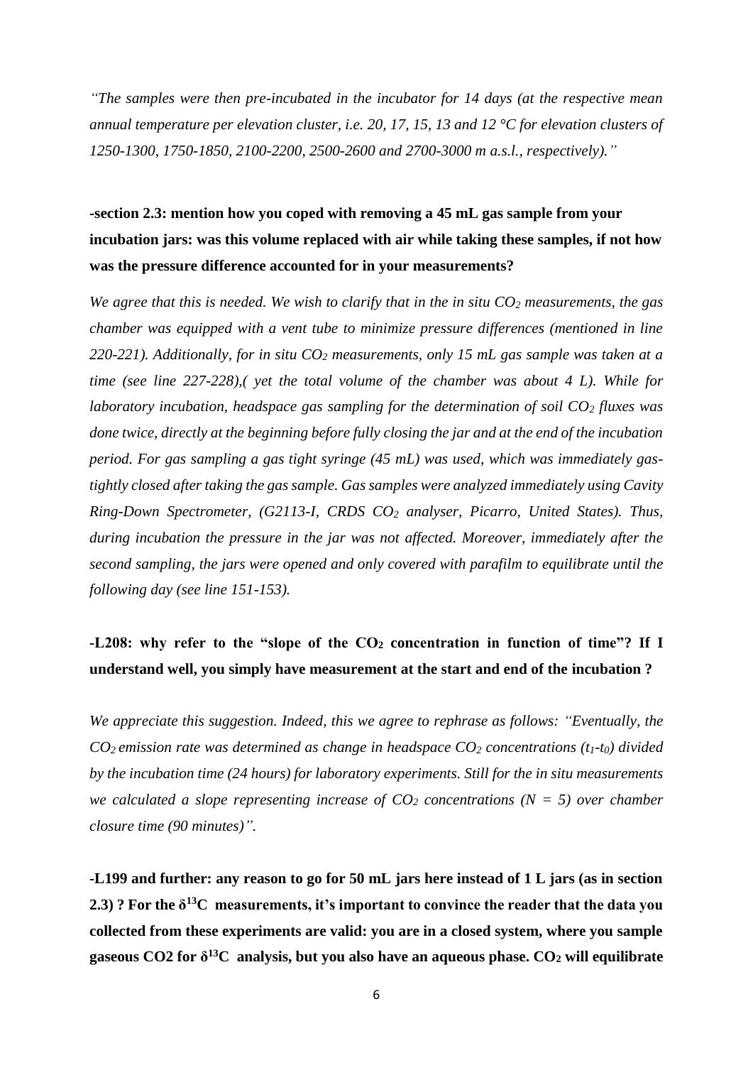*"The samples were then pre-incubated in the incubator for 14 days (at the respective mean annual temperature per elevation cluster, i.e. 20, 17, 15, 13 and 12 °C for elevation clusters of 1250-1300, 1750-1850, 2100-2200, 2500-2600 and 2700-3000 m a.s.l., respectively)."*

**-section 2.3: mention how you coped with removing a 45 mL gas sample from your incubation jars: was this volume replaced with air while taking these samples, if not how was the pressure difference accounted for in your measurements?**

*We agree that this is needed. We wish to clarify that in the in situ $CO_2$ measurements, the gas chamber was equipped with a vent tube to minimize pressure differences (mentioned in line 220-221). Additionally, for in situ $CO_2$ measurements, only 15 mL gas sample was taken at a time (see line 227-228),( yet the total volume of the chamber was about 4 L). While for laboratory incubation, headspace gas sampling for the determination of soil $CO_2$ fluxes was done twice, directly at the beginning before fully closing the jar and at the end of the incubation period. For gas sampling a gas tight syringe (45 mL) was used, which was immediately gas-tightly closed after taking the gas sample. Gas samples were analyzed immediately using Cavity Ring-Down Spectrometer, (G2113-I, CRDS $CO_2$ analyser, Picarro, United States). Thus, during incubation the pressure in the jar was not affected. Moreover, immediately after the second sampling, the jars were opened and only covered with parafilm to equilibrate until the following day (see line 151-153).*

**-L208: why refer to the "slope of the $CO_2$ concentration in function of time"? If I understand well, you simply have measurement at the start and end of the incubation ?**

*We appreciate this suggestion. Indeed, this we agree to rephrase as follows: "Eventually, the $CO_2$ emission rate was determined as change in headspace $CO_2$ concentrations ($t_1$-$t_0$) divided by the incubation time (24 hours) for laboratory experiments. Still for the in situ measurements we calculated a slope representing increase of $CO_2$ concentrations (N = 5) over chamber closure time (90 minutes)".*

**-L199 and further: any reason to go for 50 mL jars here instead of 1 L jars (as in section 2.3) ? For the $\delta^{13}C$ measurements, it's important to convince the reader that the data you collected from these experiments are valid: you are in a closed system, where you sample gaseous CO2 for $\delta^{13}C$ analysis, but you also have an aqueous phase. $CO_2$ will equilibrate**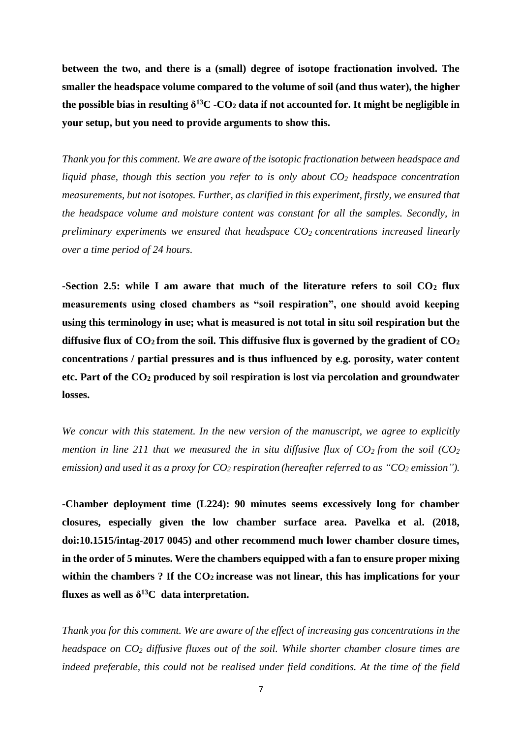**between the two, and there is a (small) degree of isotope fractionation involved. The smaller the headspace volume compared to the volume of soil (and thus water), the higher the possible bias in resulting $\delta^{13}C$ -$CO_2$ data if not accounted for. It might be negligible in your setup, but you need to provide arguments to show this.**

*Thank you for this comment. We are aware of the isotopic fractionation between headspace and liquid phase, though this section you refer to is only about $CO_2$ headspace concentration measurements, but not isotopes. Further, as clarified in this experiment, firstly, we ensured that the headspace volume and moisture content was constant for all the samples. Secondly, in preliminary experiments we ensured that headspace $CO_2$ concentrations increased linearly over a time period of 24 hours.*

**-Section 2.5: while I am aware that much of the literature refers to soil $CO_2$ flux measurements using closed chambers as "soil respiration", one should avoid keeping using this terminology in use; what is measured is not total in situ soil respiration but the diffusive flux of $CO_2$ from the soil. This diffusive flux is governed by the gradient of $CO_2$ concentrations / partial pressures and is thus influenced by e.g. porosity, water content etc. Part of the $CO_2$ produced by soil respiration is lost via percolation and groundwater losses.**

*We concur with this statement. In the new version of the manuscript, we agree to explicitly mention in line 211 that we measured the in situ diffusive flux of $CO_2$ from the soil ($CO_2$ emission) and used it as a proxy for $CO_2$ respiration (hereafter referred to as "$CO_2$ emission").*

**-Chamber deployment time (L224): 90 minutes seems excessively long for chamber closures, especially given the low chamber surface area. Pavelka et al. (2018, doi:10.1515/intag-2017 0045) and other recommend much lower chamber closure times, in the order of 5 minutes. Were the chambers equipped with a fan to ensure proper mixing within the chambers ? If the $CO_2$ increase was not linear, this has implications for your fluxes as well as $\delta^{13}C$ data interpretation.**

*Thank you for this comment. We are aware of the effect of increasing gas concentrations in the headspace on $CO_2$ diffusive fluxes out of the soil. While shorter chamber closure times are indeed preferable, this could not be realised under field conditions. At the time of the field*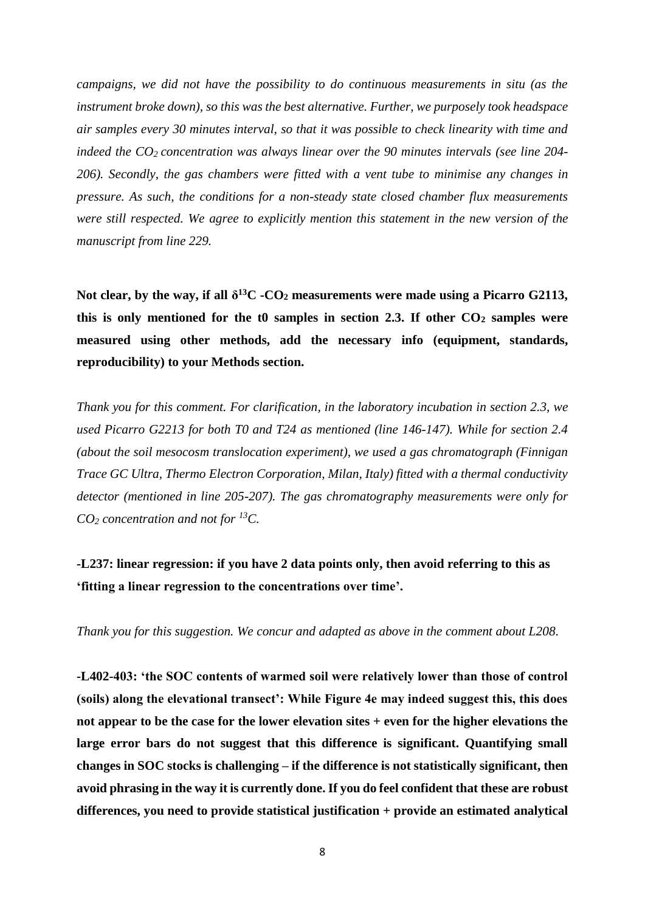*campaigns, we did not have the possibility to do continuous measurements in situ (as the instrument broke down), so this was the best alternative. Further, we purposely took headspace air samples every 30 minutes interval, so that it was possible to check linearity with time and indeed the $CO_2$ concentration was always linear over the 90 minutes intervals (see line 204-206). Secondly, the gas chambers were fitted with a vent tube to minimise any changes in pressure. As such, the conditions for a non-steady state closed chamber flux measurements were still respected. We agree to explicitly mention this statement in the new version of the manuscript from line 229.*

**Not clear, by the way, if all $\delta^{13}C$ -$CO_2$ measurements were made using a Picarro G2113, this is only mentioned for the t0 samples in section 2.3. If other $CO_2$ samples were measured using other methods, add the necessary info (equipment, standards, reproducibility) to your Methods section.**

*Thank you for this comment. For clarification, in the laboratory incubation in section 2.3, we used Picarro G2213 for both T0 and T24 as mentioned (line 146-147). While for section 2.4 (about the soil mesocosm translocation experiment), we used a gas chromatograph (Finnigan Trace GC Ultra, Thermo Electron Corporation, Milan, Italy) fitted with a thermal conductivity detector (mentioned in line 205-207). The gas chromatography measurements were only for $CO_2$ concentration and not for $^{13}C$.*

**-L237: linear regression: if you have 2 data points only, then avoid referring to this as 'fitting a linear regression to the concentrations over time'.**

*Thank you for this suggestion. We concur and adapted as above in the comment about L208.*

**-L402-403: 'the SOC contents of warmed soil were relatively lower than those of control (soils) along the elevational transect': While Figure 4e may indeed suggest this, this does not appear to be the case for the lower elevation sites + even for the higher elevations the large error bars do not suggest that this difference is significant. Quantifying small changes in SOC stocks is challenging – if the difference is not statistically significant, then avoid phrasing in the way it is currently done. If you do feel confident that these are robust differences, you need to provide statistical justification + provide an estimated analytical**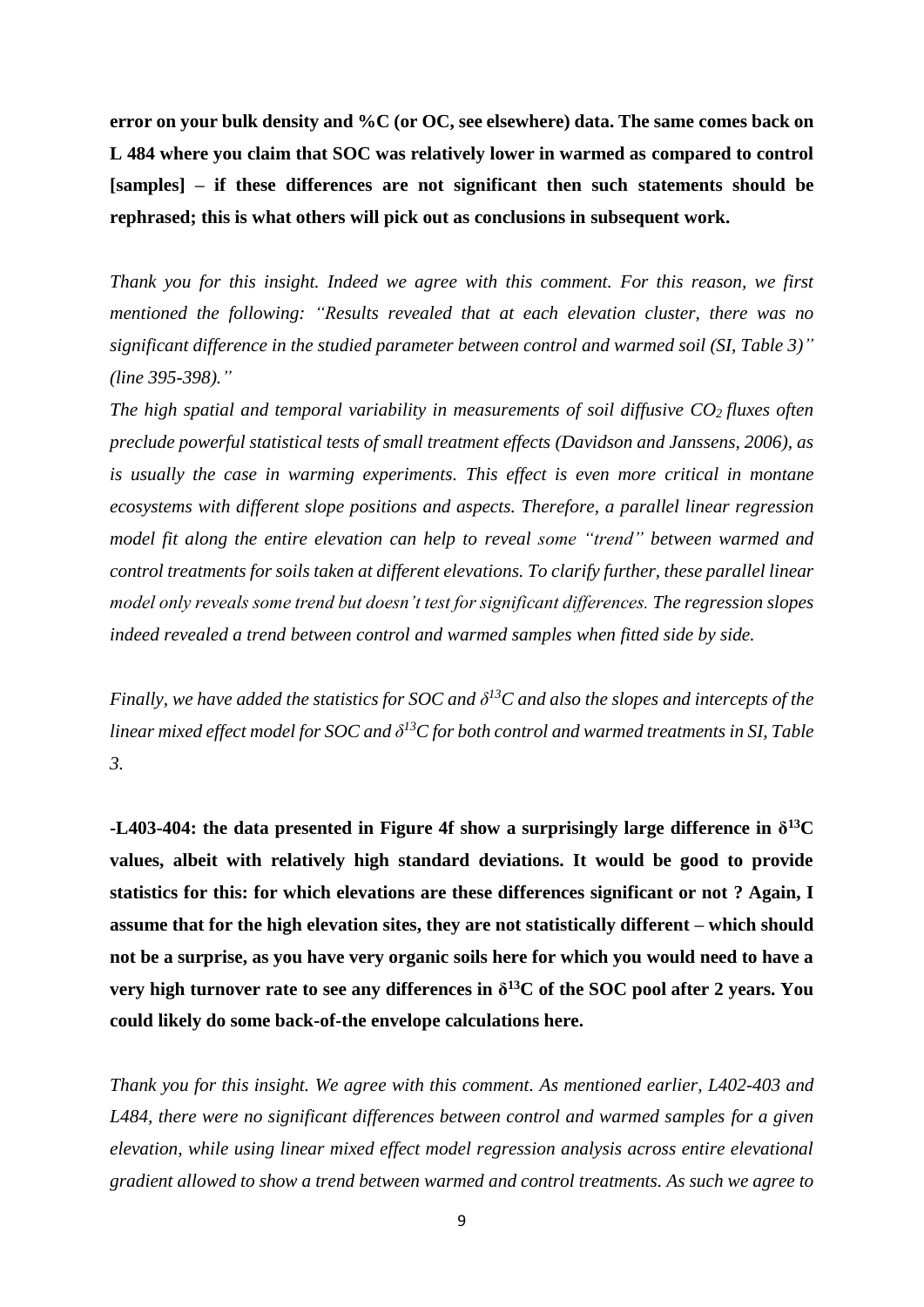**error on your bulk density and %C (or OC, see elsewhere) data. The same comes back on L 484 where you claim that SOC was relatively lower in warmed as compared to control [samples] – if these differences are not significant then such statements should be rephrased; this is what others will pick out as conclusions in subsequent work.**

*Thank you for this insight. Indeed we agree with this comment. For this reason, we first mentioned the following: "Results revealed that at each elevation cluster, there was no significant difference in the studied parameter between control and warmed soil (SI, Table 3)" (line 395-398)."*

*The high spatial and temporal variability in measurements of soil diffusive $CO_2$ fluxes often preclude powerful statistical tests of small treatment effects (Davidson and Janssens, 2006), as is usually the case in warming experiments. This effect is even more critical in montane ecosystems with different slope positions and aspects. Therefore, a parallel linear regression model fit along the entire elevation can help to reveal some "trend" between warmed and control treatments for soils taken at different elevations. To clarify further, these parallel linear model only reveals some trend but doesn't test for significant differences. The regression slopes indeed revealed a trend between control and warmed samples when fitted side by side.*

*Finally, we have added the statistics for SOC and $\delta^{13}C$ and also the slopes and intercepts of the linear mixed effect model for SOC and $\delta^{13}C$ for both control and warmed treatments in SI, Table 3.*

**-L403-404: the data presented in Figure 4f show a surprisingly large difference in $\delta^{13}C$ values, albeit with relatively high standard deviations. It would be good to provide statistics for this: for which elevations are these differences significant or not ? Again, I assume that for the high elevation sites, they are not statistically different – which should not be a surprise, as you have very organic soils here for which you would need to have a very high turnover rate to see any differences in $\delta^{13}C$ of the SOC pool after 2 years. You could likely do some back-of-the envelope calculations here.**

*Thank you for this insight. We agree with this comment. As mentioned earlier, L402-403 and L484, there were no significant differences between control and warmed samples for a given elevation, while using linear mixed effect model regression analysis across entire elevational gradient allowed to show a trend between warmed and control treatments. As such we agree to*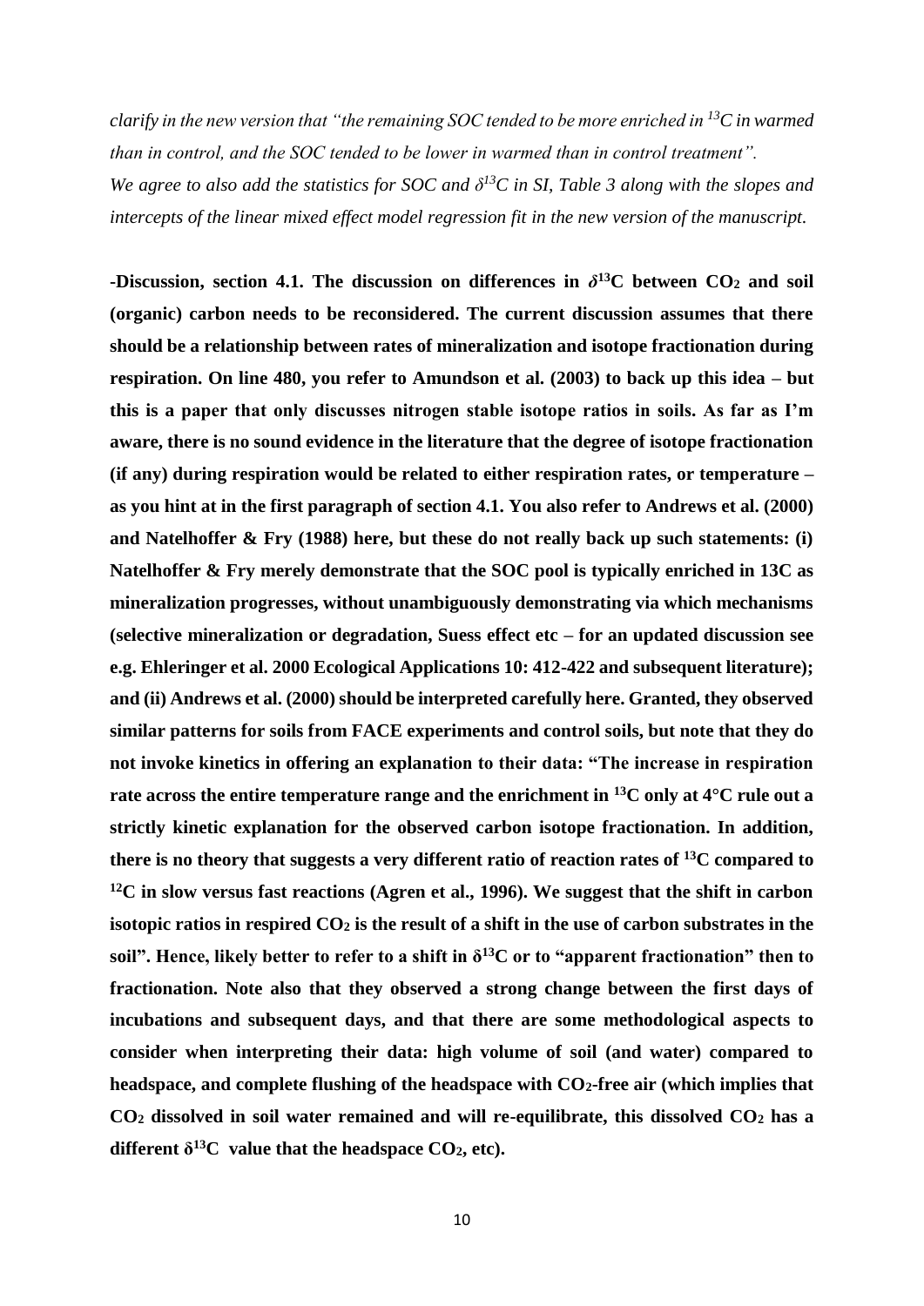*clarify in the new version that "the remaining SOC tended to be more enriched in $^{13}C$ in warmed than in control, and the SOC tended to be lower in warmed than in control treatment".*
*We agree to also add the statistics for SOC and $\delta^{13}C$ in SI, Table 3 along with the slopes and intercepts of the linear mixed effect model regression fit in the new version of the manuscript.*

**-Discussion, section 4.1. The discussion on differences in $\delta^{13}C$ between $CO_2$ and soil (organic) carbon needs to be reconsidered. The current discussion assumes that there should be a relationship between rates of mineralization and isotope fractionation during respiration. On line 480, you refer to Amundson et al. (2003) to back up this idea – but this is a paper that only discusses nitrogen stable isotope ratios in soils. As far as I'm aware, there is no sound evidence in the literature that the degree of isotope fractionation (if any) during respiration would be related to either respiration rates, or temperature – as you hint at in the first paragraph of section 4.1. You also refer to Andrews et al. (2000) and Natelhoffer & Fry (1988) here, but these do not really back up such statements: (i) Natelhoffer & Fry merely demonstrate that the SOC pool is typically enriched in 13C as mineralization progresses, without unambiguously demonstrating via which mechanisms (selective mineralization or degradation, Suess effect etc – for an updated discussion see e.g. Ehleringer et al. 2000 Ecological Applications 10: 412-422 and subsequent literature); and (ii) Andrews et al. (2000) should be interpreted carefully here. Granted, they observed similar patterns for soils from FACE experiments and control soils, but note that they do not invoke kinetics in offering an explanation to their data: "The increase in respiration rate across the entire temperature range and the enrichment in $^{13}C$ only at 4°C rule out a strictly kinetic explanation for the observed carbon isotope fractionation. In addition, there is no theory that suggests a very different ratio of reaction rates of $^{13}C$ compared to $^{12}C$ in slow versus fast reactions (Agren et al., 1996). We suggest that the shift in carbon isotopic ratios in respired $CO_2$ is the result of a shift in the use of carbon substrates in the soil". Hence, likely better to refer to a shift in $\delta^{13}C$ or to "apparent fractionation" then to fractionation. Note also that they observed a strong change between the first days of incubations and subsequent days, and that there are some methodological aspects to consider when interpreting their data: high volume of soil (and water) compared to headspace, and complete flushing of the headspace with $CO_2$-free air (which implies that $CO_2$ dissolved in soil water remained and will re-equilibrate, this dissolved $CO_2$ has a different $\delta^{13}C$ value that the headspace $CO_2$, etc).**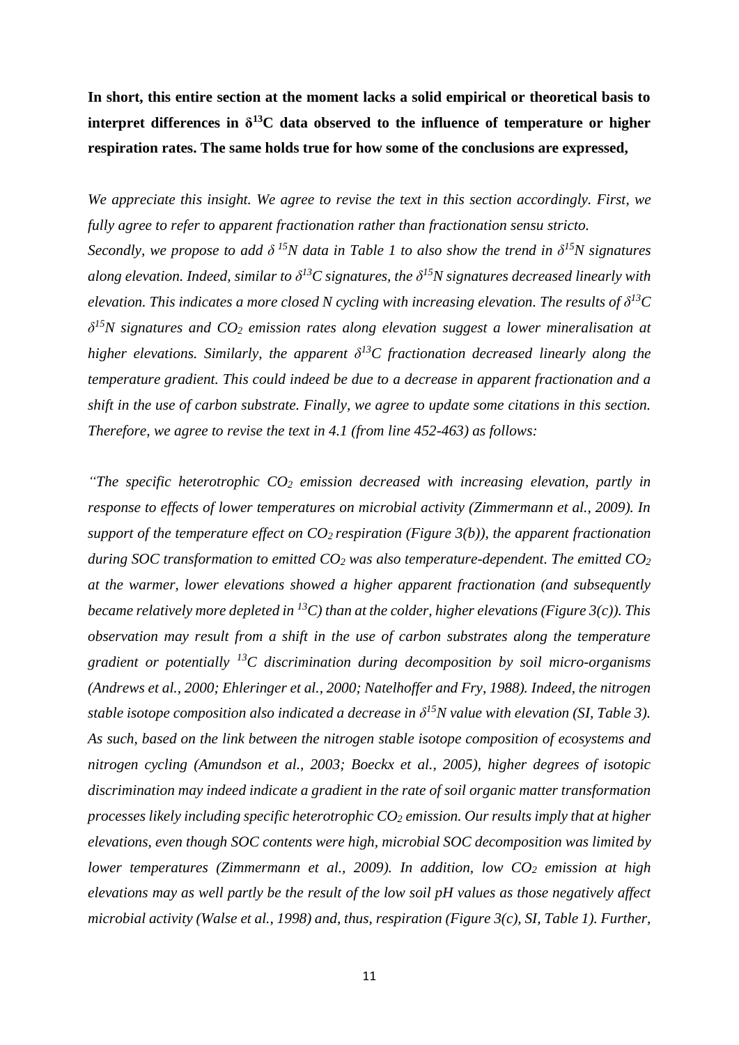**In short, this entire section at the moment lacks a solid empirical or theoretical basis to interpret differences in $\delta^{13}C$ data observed to the influence of temperature or higher respiration rates. The same holds true for how some of the conclusions are expressed,**

*We appreciate this insight. We agree to revise the text in this section accordingly. First, we fully agree to refer to apparent fractionation rather than fractionation sensu stricto. Secondly, we propose to add $\delta^{15}N$ data in Table 1 to also show the trend in $\delta^{15}N$ signatures along elevation. Indeed, similar to $\delta^{13}C$ signatures, the $\delta^{15}N$ signatures decreased linearly with elevation. This indicates a more closed N cycling with increasing elevation. The results of $\delta^{13}C$ $\delta^{15}N$ signatures and $CO_2$ emission rates along elevation suggest a lower mineralisation at higher elevations. Similarly, the apparent $\delta^{13}C$ fractionation decreased linearly along the temperature gradient. This could indeed be due to a decrease in apparent fractionation and a shift in the use of carbon substrate. Finally, we agree to update some citations in this section. Therefore, we agree to revise the text in 4.1 (from line 452-463) as follows:*

*"The specific heterotrophic $CO_2$ emission decreased with increasing elevation, partly in response to effects of lower temperatures on microbial activity (Zimmermann et al., 2009). In support of the temperature effect on $CO_2$ respiration (Figure 3(b)), the apparent fractionation during SOC transformation to emitted $CO_2$ was also temperature-dependent. The emitted $CO_2$ at the warmer, lower elevations showed a higher apparent fractionation (and subsequently became relatively more depleted in $^{13}C$) than at the colder, higher elevations (Figure 3(c)). This observation may result from a shift in the use of carbon substrates along the temperature gradient or potentially $^{13}C$ discrimination during decomposition by soil micro-organisms (Andrews et al., 2000; Ehleringer et al., 2000; Natelhoffer and Fry, 1988). Indeed, the nitrogen stable isotope composition also indicated a decrease in $\delta^{15}N$ value with elevation (SI, Table 3). As such, based on the link between the nitrogen stable isotope composition of ecosystems and nitrogen cycling (Amundson et al., 2003; Boeckx et al., 2005), higher degrees of isotopic discrimination may indeed indicate a gradient in the rate of soil organic matter transformation processes likely including specific heterotrophic $CO_2$ emission. Our results imply that at higher elevations, even though SOC contents were high, microbial SOC decomposition was limited by lower temperatures (Zimmermann et al., 2009). In addition, low $CO_2$ emission at high elevations may as well partly be the result of the low soil pH values as those negatively affect microbial activity (Walse et al., 1998) and, thus, respiration (Figure 3(c), SI, Table 1). Further,*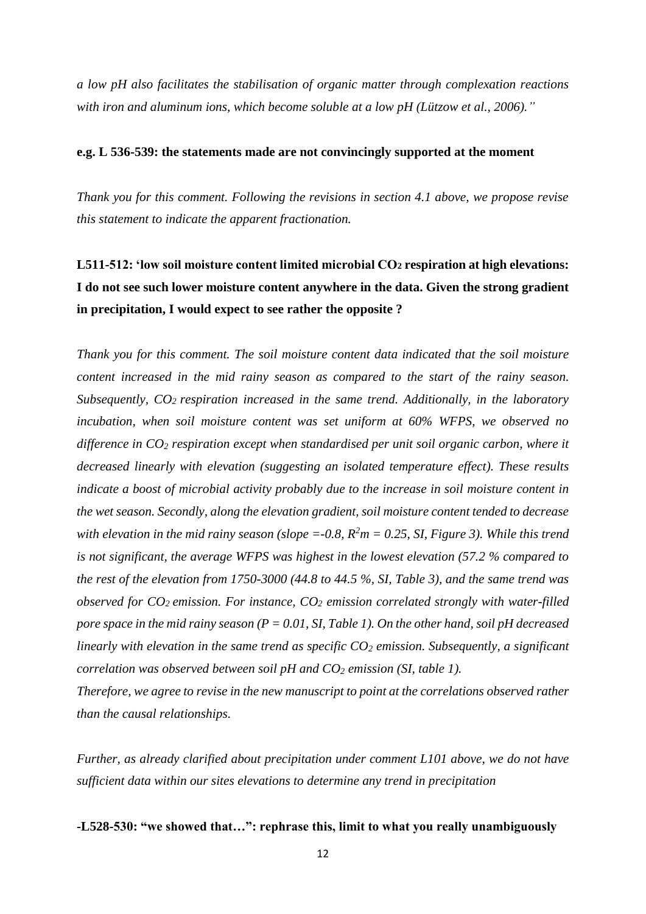*a low pH also facilitates the stabilisation of organic matter through complexation reactions with iron and aluminum ions, which become soluble at a low pH (Lützow et al., 2006)."*

**e.g. L 536-539: the statements made are not convincingly supported at the moment**

*Thank you for this comment. Following the revisions in section 4.1 above, we propose revise this statement to indicate the apparent fractionation.*

**L511-512: 'low soil moisture content limited microbial $CO_2$ respiration at high elevations: I do not see such lower moisture content anywhere in the data. Given the strong gradient in precipitation, I would expect to see rather the opposite ?**

*Thank you for this comment. The soil moisture content data indicated that the soil moisture content increased in the mid rainy season as compared to the start of the rainy season. Subsequently, $CO_2$ respiration increased in the same trend. Additionally, in the laboratory incubation, when soil moisture content was set uniform at 60% WFPS, we observed no difference in $CO_2$ respiration except when standardised per unit soil organic carbon, where it decreased linearly with elevation (suggesting an isolated temperature effect). These results indicate a boost of microbial activity probably due to the increase in soil moisture content in the wet season. Secondly, along the elevation gradient, soil moisture content tended to decrease with elevation in the mid rainy season (slope =-0.8, $R^2m = 0.25$, SI, Figure 3). While this trend is not significant, the average WFPS was highest in the lowest elevation (57.2 % compared to the rest of the elevation from 1750-3000 (44.8 to 44.5 %, SI, Table 3), and the same trend was observed for $CO_2$ emission. For instance, $CO_2$ emission correlated strongly with water-filled pore space in the mid rainy season ($P = 0.01$, SI, Table 1). On the other hand, soil pH decreased linearly with elevation in the same trend as specific $CO_2$ emission. Subsequently, a significant correlation was observed between soil pH and $CO_2$ emission (SI, table 1).*

*Therefore, we agree to revise in the new manuscript to point at the correlations observed rather than the causal relationships.*

*Further, as already clarified about precipitation under comment L101 above, we do not have sufficient data within our sites elevations to determine any trend in precipitation*

**-L528-530: "we showed that…": rephrase this, limit to what you really unambiguously**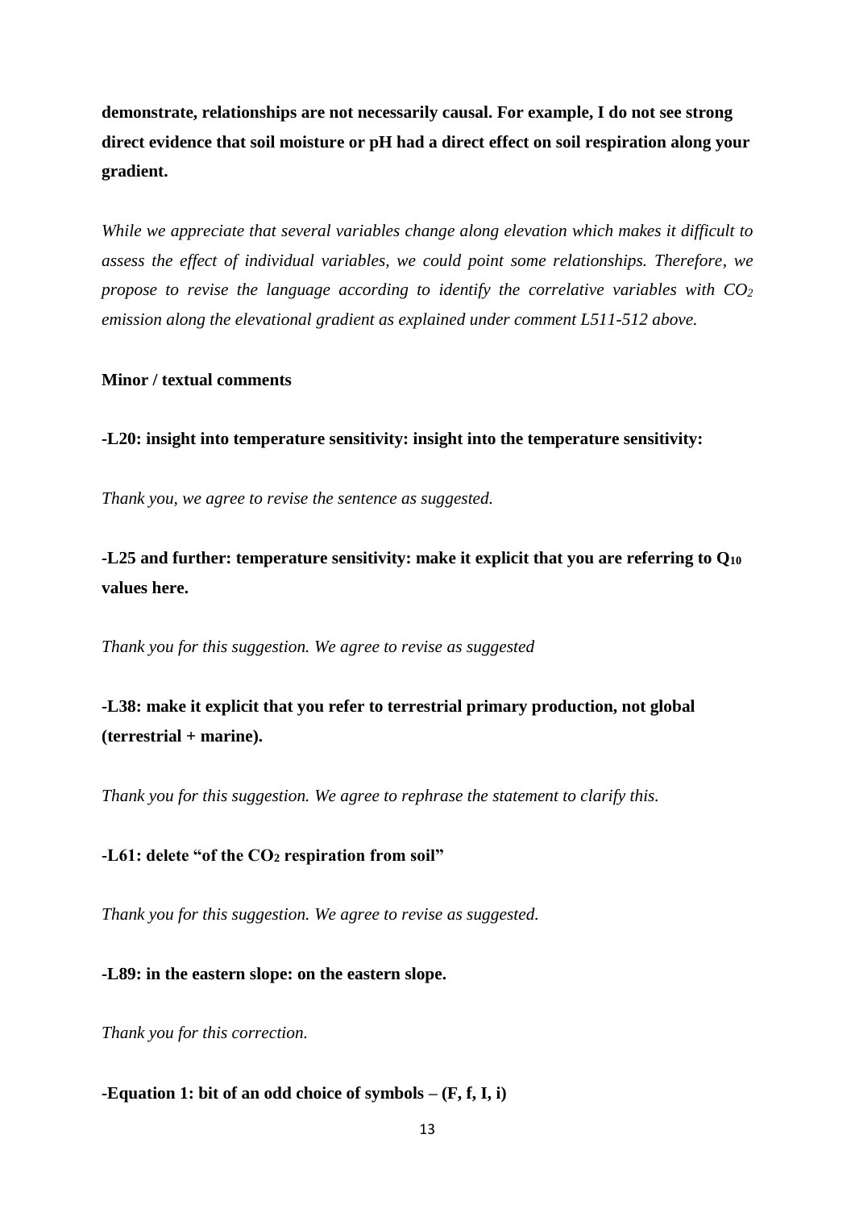**demonstrate, relationships are not necessarily causal. For example, I do not see strong direct evidence that soil moisture or pH had a direct effect on soil respiration along your gradient.**

*While we appreciate that several variables change along elevation which makes it difficult to assess the effect of individual variables, we could point some relationships. Therefore, we propose to revise the language according to identify the correlative variables with $CO_2$ emission along the elevational gradient as explained under comment L511-512 above.*

**Minor / textual comments**

**-L20: insight into temperature sensitivity: insight into the temperature sensitivity:**

*Thank you, we agree to revise the sentence as suggested.*

**-L25 and further: temperature sensitivity: make it explicit that you are referring to $Q_{10}$ values here.**

*Thank you for this suggestion. We agree to revise as suggested*

**-L38: make it explicit that you refer to terrestrial primary production, not global (terrestrial + marine).**

*Thank you for this suggestion. We agree to rephrase the statement to clarify this.*

**-L61: delete "of the $CO_2$ respiration from soil"**

*Thank you for this suggestion. We agree to revise as suggested.*

**-L89: in the eastern slope: on the eastern slope.**

*Thank you for this correction.*

**-Equation 1: bit of an odd choice of symbols – (F, f, I, i)**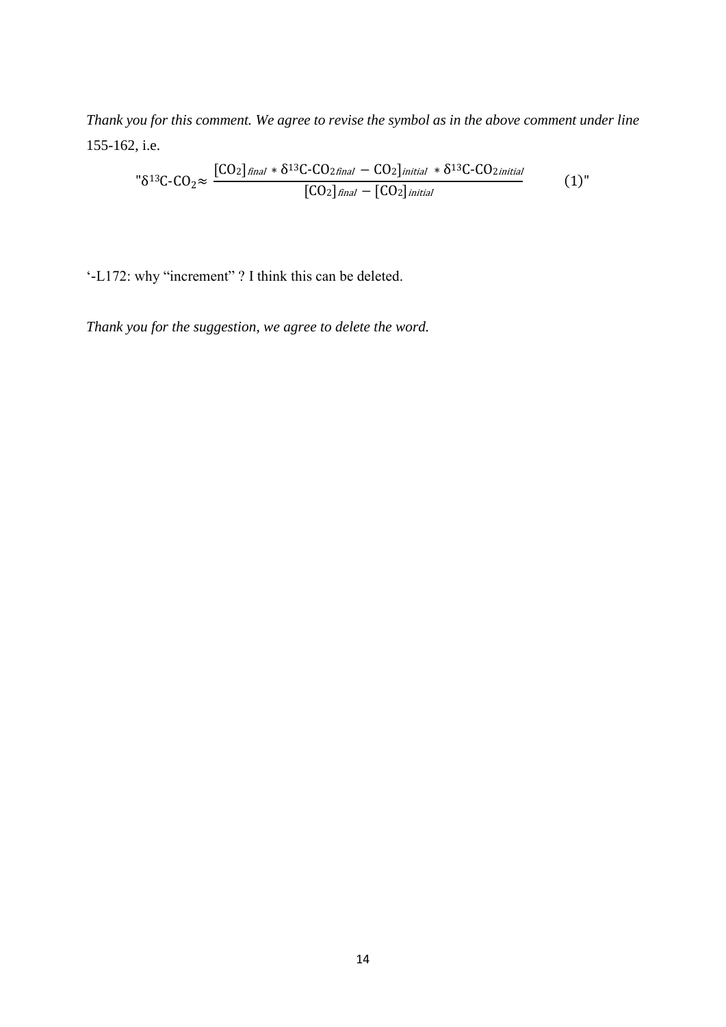*Thank you for this comment. We agree to revise the symbol as in the above comment under line* 155-162, i.e.

$$"\delta^{13}\text{C-CO}_2 \approx \frac{[\text{CO}_2]_{final} * \delta^{13}\text{C-CO}_{2final} - \text{CO}_2]_{initial} * \delta^{13}\text{C-CO}_{2initial}}{[\text{CO}_2]_{final} - [\text{CO}_2]_{initial}} \qquad (1)"$$

'-L172: why "increment" ? I think this can be deleted.

*Thank you for the suggestion, we agree to delete the word.*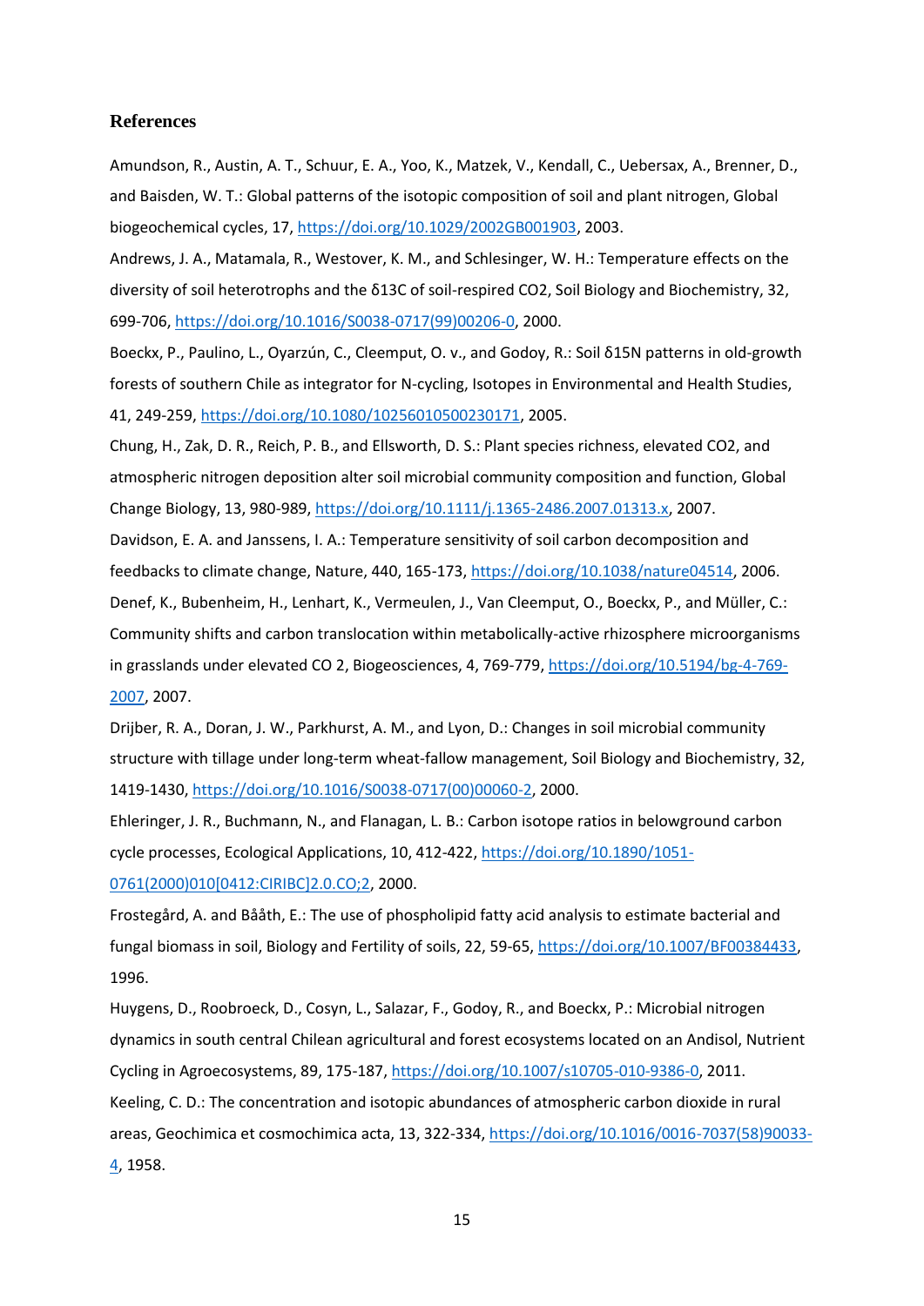## References

Amundson, R., Austin, A. T., Schuur, E. A., Yoo, K., Matzek, V., Kendall, C., Uebersax, A., Brenner, D., and Baisden, W. T.: Global patterns of the isotopic composition of soil and plant nitrogen, Global biogeochemical cycles, 17, https://doi.org/10.1029/2002GB001903, 2003.

Andrews, J. A., Matamala, R., Westover, K. M., and Schlesinger, W. H.: Temperature effects on the diversity of soil heterotrophs and the δ13C of soil-respired CO2, Soil Biology and Biochemistry, 32, 699-706, https://doi.org/10.1016/S0038-0717(99)00206-0, 2000.

Boeckx, P., Paulino, L., Oyarzún, C., Cleemput, O. v., and Godoy, R.: Soil δ15N patterns in old-growth forests of southern Chile as integrator for N-cycling, Isotopes in Environmental and Health Studies, 41, 249-259, https://doi.org/10.1080/10256010500230171, 2005.

Chung, H., Zak, D. R., Reich, P. B., and Ellsworth, D. S.: Plant species richness, elevated CO2, and atmospheric nitrogen deposition alter soil microbial community composition and function, Global Change Biology, 13, 980-989, https://doi.org/10.1111/j.1365-2486.2007.01313.x, 2007.

Davidson, E. A. and Janssens, I. A.: Temperature sensitivity of soil carbon decomposition and feedbacks to climate change, Nature, 440, 165-173, https://doi.org/10.1038/nature04514, 2006.

Denef, K., Bubenheim, H., Lenhart, K., Vermeulen, J., Van Cleemput, O., Boeckx, P., and Müller, C.: Community shifts and carbon translocation within metabolically-active rhizosphere microorganisms in grasslands under elevated CO 2, Biogeosciences, 4, 769-779, https://doi.org/10.5194/bg-4-769-2007, 2007.

Drijber, R. A., Doran, J. W., Parkhurst, A. M., and Lyon, D.: Changes in soil microbial community structure with tillage under long-term wheat-fallow management, Soil Biology and Biochemistry, 32, 1419-1430, https://doi.org/10.1016/S0038-0717(00)00060-2, 2000.

Ehleringer, J. R., Buchmann, N., and Flanagan, L. B.: Carbon isotope ratios in belowground carbon cycle processes, Ecological Applications, 10, 412-422, https://doi.org/10.1890/1051-0761(2000)010[0412:CIRIBC]2.0.CO;2, 2000.

Frostegård, A. and Bååth, E.: The use of phospholipid fatty acid analysis to estimate bacterial and fungal biomass in soil, Biology and Fertility of soils, 22, 59-65, https://doi.org/10.1007/BF00384433, 1996.

Huygens, D., Roobroeck, D., Cosyn, L., Salazar, F., Godoy, R., and Boeckx, P.: Microbial nitrogen dynamics in south central Chilean agricultural and forest ecosystems located on an Andisol, Nutrient Cycling in Agroecosystems, 89, 175-187, https://doi.org/10.1007/s10705-010-9386-0, 2011.

Keeling, C. D.: The concentration and isotopic abundances of atmospheric carbon dioxide in rural areas, Geochimica et cosmochimica acta, 13, 322-334, https://doi.org/10.1016/0016-7037(58)90033-4, 1958.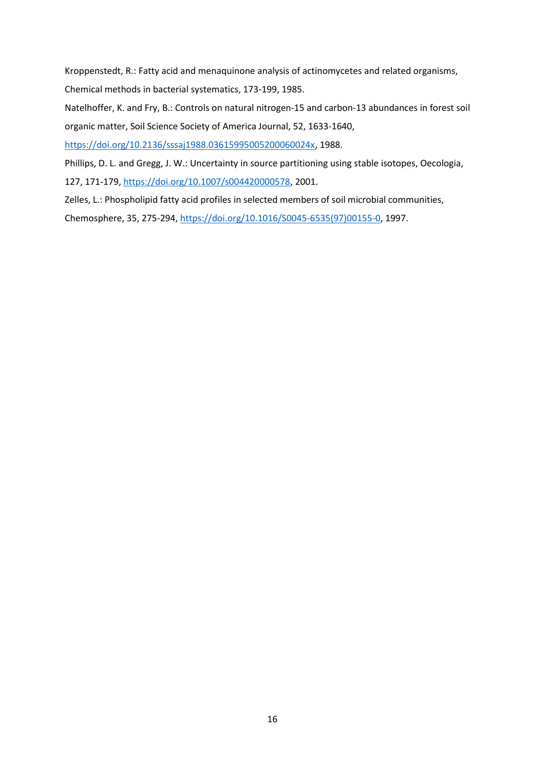Kroppenstedt, R.: Fatty acid and menaquinone analysis of actinomycetes and related organisms, Chemical methods in bacterial systematics, 173-199, 1985.

Natelhoffer, K. and Fry, B.: Controls on natural nitrogen-15 and carbon-13 abundances in forest soil organic matter, Soil Science Society of America Journal, 52, 1633-1640, https://doi.org/10.2136/sssaj1988.03615995005200060024x, 1988.

Phillips, D. L. and Gregg, J. W.: Uncertainty in source partitioning using stable isotopes, Oecologia, 127, 171-179, https://doi.org/10.1007/s004420000578, 2001.

Zelles, L.: Phospholipid fatty acid profiles in selected members of soil microbial communities, Chemosphere, 35, 275-294, https://doi.org/10.1016/S0045-6535(97)00155-0, 1997.